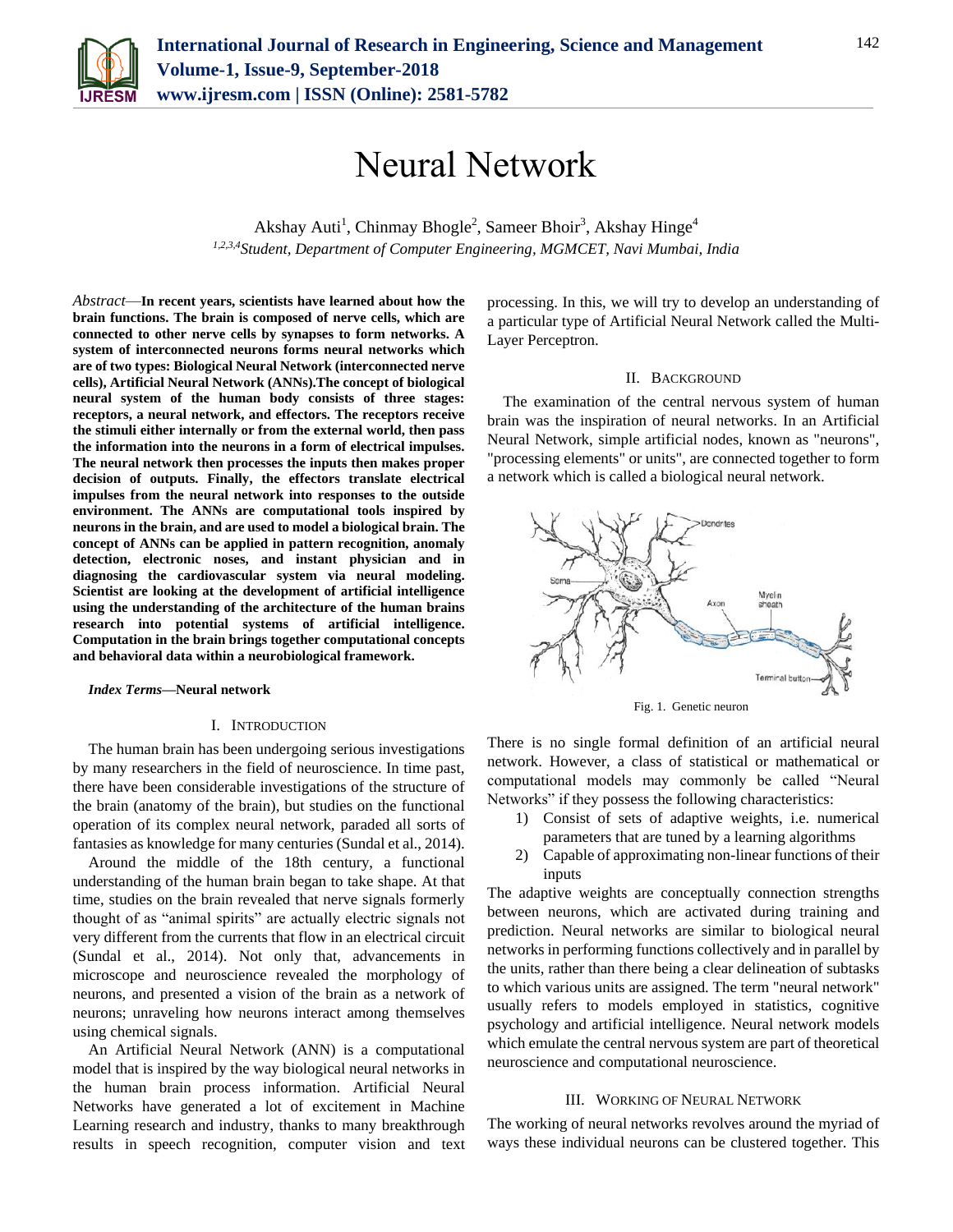# Neural Network

Akshay Auti[1], Chinmay Bhogle[2], Sameer Bhoir[3], Akshay Hinge[4]

*[1,2,3,4]Student, Department of Computer Engineering, MGMCET, Navi Mumbai, India*

*Abstract*—**In recent years, scientists have learned about how the brain functions. The brain is composed of nerve cells, which are connected to other nerve cells by synapses to form networks. A system of interconnected neurons forms neural networks which are of two types: Biological Neural Network (interconnected nerve cells), Artificial Neural Network (ANNs).The concept of biological neural system of the human body consists of three stages: receptors, a neural network, and effectors. The receptors receive the stimuli either internally or from the external world, then pass the information into the neurons in a form of electrical impulses. The neural network then processes the inputs then makes proper decision of outputs. Finally, the effectors translate electrical impulses from the neural network into responses to the outside environment. The ANNs are computational tools inspired by neurons in the brain, and are used to model a biological brain. The concept of ANNs can be applied in pattern recognition, anomaly detection, electronic noses, and instant physician and in diagnosing the cardiovascular system via neural modeling. Scientist are looking at the development of artificial intelligence using the understanding of the architecture of the human brains research into potential systems of artificial intelligence. Computation in the brain brings together computational concepts and behavioral data within a neurobiological framework.**

***Index Terms*—Neural network**

## I. Introduction

The human brain has been undergoing serious investigations by many researchers in the field of neuroscience. In time past, there have been considerable investigations of the structure of the brain (anatomy of the brain), but studies on the functional operation of its complex neural network, paraded all sorts of fantasies as knowledge for many centuries (Sundal et al., 2014).

Around the middle of the 18th century, a functional understanding of the human brain began to take shape. At that time, studies on the brain revealed that nerve signals formerly thought of as "animal spirits" are actually electric signals not very different from the currents that flow in an electrical circuit (Sundal et al., 2014). Not only that, advancements in microscope and neuroscience revealed the morphology of neurons, and presented a vision of the brain as a network of neurons; unraveling how neurons interact among themselves using chemical signals.

An Artificial Neural Network (ANN) is a computational model that is inspired by the way biological neural networks in the human brain process information. Artificial Neural Networks have generated a lot of excitement in Machine Learning research and industry, thanks to many breakthrough results in speech recognition, computer vision and text processing. In this, we will try to develop an understanding of a particular type of Artificial Neural Network called the Multi-Layer Perceptron.

## II. Background

The examination of the central nervous system of human brain was the inspiration of neural networks. In an Artificial Neural Network, simple artificial nodes, known as "neurons", "processing elements" or units", are connected together to form a network which is called a biological neural network.

Fig. 1. Genetic neuron

There is no single formal definition of an artificial neural network. However, a class of statistical or mathematical or computational models may commonly be called "Neural Networks" if they possess the following characteristics:

1) Consist of sets of adaptive weights, i.e. numerical parameters that are tuned by a learning algorithms
2) Capable of approximating non-linear functions of their inputs

The adaptive weights are conceptually connection strengths between neurons, which are activated during training and prediction. Neural networks are similar to biological neural networks in performing functions collectively and in parallel by the units, rather than there being a clear delineation of subtasks to which various units are assigned. The term "neural network" usually refers to models employed in statistics, cognitive psychology and artificial intelligence. Neural network models which emulate the central nervous system are part of theoretical neuroscience and computational neuroscience.

## III. Working of Neural Network

The working of neural networks revolves around the myriad of ways these individual neurons can be clustered together. This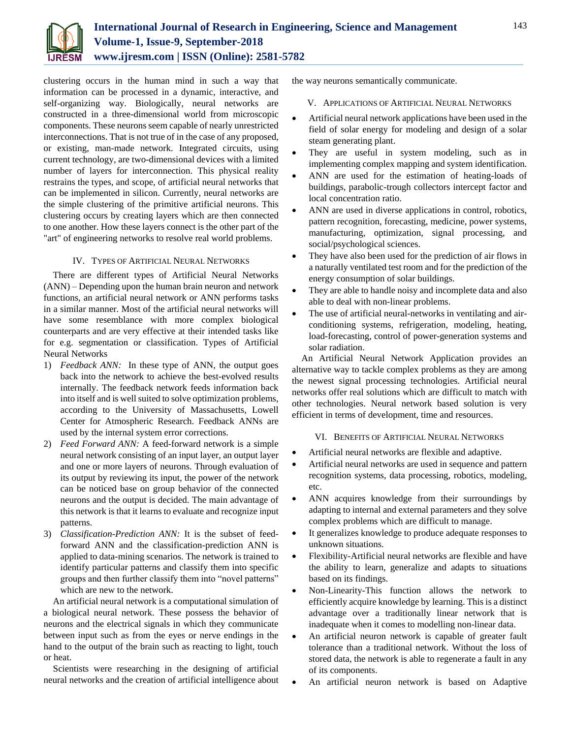clustering occurs in the human mind in such a way that information can be processed in a dynamic, interactive, and self-organizing way. Biologically, neural networks are constructed in a three-dimensional world from microscopic components. These neurons seem capable of nearly unrestricted interconnections. That is not true of in the case of any proposed, or existing, man-made network. Integrated circuits, using current technology, are two-dimensional devices with a limited number of layers for interconnection. This physical reality restrains the types, and scope, of artificial neural networks that can be implemented in silicon. Currently, neural networks are the simple clustering of the primitive artificial neurons. This clustering occurs by creating layers which are then connected to one another. How these layers connect is the other part of the "art" of engineering networks to resolve real world problems.

## IV. Types of Artificial Neural Networks

There are different types of Artificial Neural Networks (ANN) – Depending upon the human brain neuron and network functions, an artificial neural network or ANN performs tasks in a similar manner. Most of the artificial neural networks will have some resemblance with more complex biological counterparts and are very effective at their intended tasks like for e.g. segmentation or classification. Types of Artificial Neural Networks

1) *Feedback ANN:* In these type of ANN, the output goes back into the network to achieve the best-evolved results internally. The feedback network feeds information back into itself and is well suited to solve optimization problems, according to the University of Massachusetts, Lowell Center for Atmospheric Research. Feedback ANNs are used by the internal system error corrections.
2) *Feed Forward ANN:* A feed-forward network is a simple neural network consisting of an input layer, an output layer and one or more layers of neurons. Through evaluation of its output by reviewing its input, the power of the network can be noticed base on group behavior of the connected neurons and the output is decided. The main advantage of this network is that it learns to evaluate and recognize input patterns.
3) *Classification-Prediction ANN:* It is the subset of feed-forward ANN and the classification-prediction ANN is applied to data-mining scenarios. The network is trained to identify particular patterns and classify them into specific groups and then further classify them into "novel patterns" which are new to the network.

An artificial neural network is a computational simulation of a biological neural network. These possess the behavior of neurons and the electrical signals in which they communicate between input such as from the eyes or nerve endings in the hand to the output of the brain such as reacting to light, touch or heat.

Scientists were researching in the designing of artificial neural networks and the creation of artificial intelligence about the way neurons semantically communicate.

## V. Applications of Artificial Neural Networks

- Artificial neural network applications have been used in the field of solar energy for modeling and design of a solar steam generating plant.
- They are useful in system modeling, such as in implementing complex mapping and system identification.
- ANN are used for the estimation of heating-loads of buildings, parabolic-trough collectors intercept factor and local concentration ratio.
- ANN are used in diverse applications in control, robotics, pattern recognition, forecasting, medicine, power systems, manufacturing, optimization, signal processing, and social/psychological sciences.
- They have also been used for the prediction of air flows in a naturally ventilated test room and for the prediction of the energy consumption of solar buildings.
- They are able to handle noisy and incomplete data and also able to deal with non-linear problems.
- The use of artificial neural-networks in ventilating and air-conditioning systems, refrigeration, modeling, heating, load-forecasting, control of power-generation systems and solar radiation.

An Artificial Neural Network Application provides an alternative way to tackle complex problems as they are among the newest signal processing technologies. Artificial neural networks offer real solutions which are difficult to match with other technologies. Neural network based solution is very efficient in terms of development, time and resources.

## VI. Benefits of Artificial Neural Networks

- Artificial neural networks are flexible and adaptive.
- Artificial neural networks are used in sequence and pattern recognition systems, data processing, robotics, modeling, etc.
- ANN acquires knowledge from their surroundings by adapting to internal and external parameters and they solve complex problems which are difficult to manage.
- It generalizes knowledge to produce adequate responses to unknown situations.
- Flexibility-Artificial neural networks are flexible and have the ability to learn, generalize and adapts to situations based on its findings.
- Non-Linearity-This function allows the network to efficiently acquire knowledge by learning. This is a distinct advantage over a traditionally linear network that is inadequate when it comes to modelling non-linear data.
- An artificial neuron network is capable of greater fault tolerance than a traditional network. Without the loss of stored data, the network is able to regenerate a fault in any of its components.
- An artificial neuron network is based on Adaptive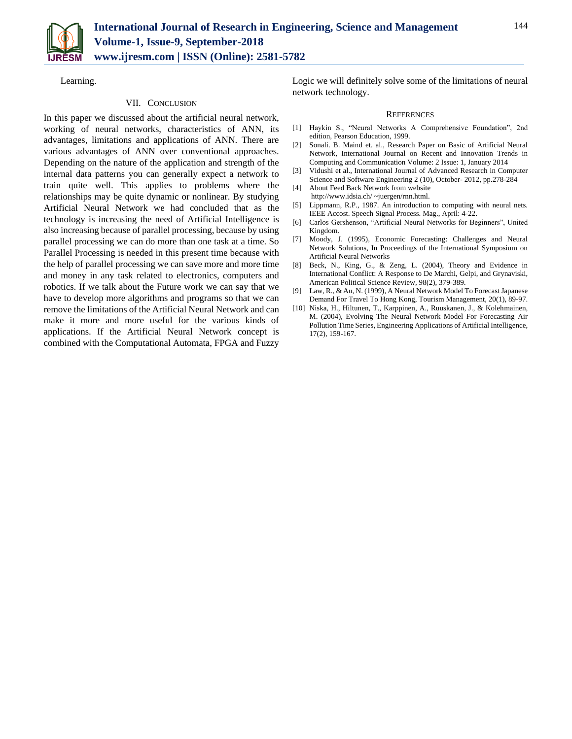Learning.

## VII. Conclusion

In this paper we discussed about the artificial neural network, working of neural networks, characteristics of ANN, its advantages, limitations and applications of ANN. There are various advantages of ANN over conventional approaches. Depending on the nature of the application and strength of the internal data patterns you can generally expect a network to train quite well. This applies to problems where the relationships may be quite dynamic or nonlinear. By studying Artificial Neural Network we had concluded that as the technology is increasing the need of Artificial Intelligence is also increasing because of parallel processing, because by using parallel processing we can do more than one task at a time. So Parallel Processing is needed in this present time because with the help of parallel processing we can save more and more time and money in any task related to electronics, computers and robotics. If we talk about the Future work we can say that we have to develop more algorithms and programs so that we can remove the limitations of the Artificial Neural Network and can make it more and more useful for the various kinds of applications. If the Artificial Neural Network concept is combined with the Computational Automata, FPGA and Fuzzy Logic we will definitely solve some of the limitations of neural network technology.

## References

[1] Haykin S., "Neural Networks A Comprehensive Foundation", 2nd edition, Pearson Education, 1999.

[2] Sonali. B. Maind et. al., Research Paper on Basic of Artificial Neural Network, International Journal on Recent and Innovation Trends in Computing and Communication Volume: 2 Issue: 1, January 2014

[3] Vidushi et al., International Journal of Advanced Research in Computer Science and Software Engineering 2 (10), October- 2012, pp.278-284

[4] About Feed Back Network from website http://www.idsia.ch/ ~juergen/rnn.html.

[5] Lippmann, R.P., 1987. An introduction to computing with neural nets. IEEE Accost. Speech Signal Process. Mag., April: 4-22.

[6] Carlos Gershenson, "Artificial Neural Networks for Beginners", United Kingdom.

[7] Moody, J. (1995), Economic Forecasting: Challenges and Neural Network Solutions, In Proceedings of the International Symposium on Artificial Neural Networks

[8] Beck, N., King, G., & Zeng, L. (2004), Theory and Evidence in International Conflict: A Response to De Marchi, Gelpi, and Grynaviski, American Political Science Review, 98(2), 379-389.

[9] Law, R., & Au, N. (1999), A Neural Network Model To Forecast Japanese Demand For Travel To Hong Kong, Tourism Management, 20(1), 89-97.

[10] Niska, H., Hiltunen, T., Karppinen, A., Ruuskanen, J., & Kolehmainen, M. (2004), Evolving The Neural Network Model For Forecasting Air Pollution Time Series, Engineering Applications of Artificial Intelligence, 17(2), 159-167.